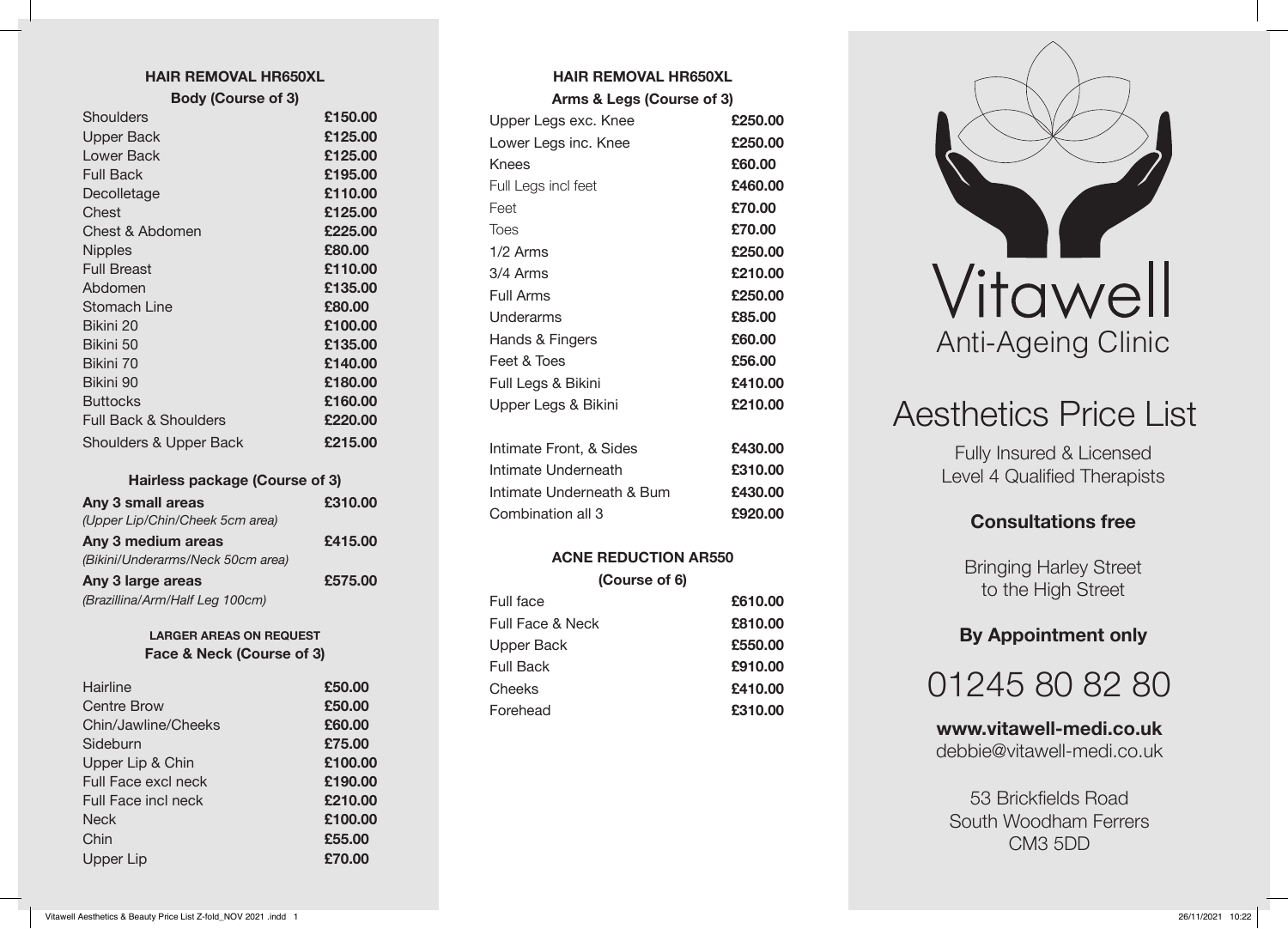## HAIR REMOVAL HR650XL

### Body (Course of 3)

| Area | Price |
|---|---|
| Shoulders | **£150.00** |
| Upper Back | **£125.00** |
| Lower Back | **£125.00** |
| Full Back | **£195.00** |
| Decolletage | **£110.00** |
| Chest | **£125.00** |
| Chest & Abdomen | **£225.00** |
| Nipples | **£80.00** |
| Full Breast | **£110.00** |
| Abdomen | **£135.00** |
| Stomach Line | **£80.00** |
| Bikini 20 | **£100.00** |
| Bikini 50 | **£135.00** |
| Bikini 70 | **£140.00** |
| Bikini 90 | **£180.00** |
| Buttocks | **£160.00** |
| Full Back & Shoulders | **£220.00** |
| Shoulders & Upper Back | **£215.00** |

### Hairless package (Course of 3)

| Area | Price |
|---|---|
| **Any 3 small areas** *(Upper Lip/Chin/Cheek 5cm area)* | **£310.00** |
| **Any 3 medium areas** *(Bikini/Underarms/Neck 50cm area)* | **£415.00** |
| **Any 3 large areas** *(Brazillina/Arm/Half Leg 100cm)* | **£575.00** |

**LARGER AREAS ON REQUEST**

### Face & Neck (Course of 3)

| Area | Price |
|---|---|
| Hairline | **£50.00** |
| Centre Brow | **£50.00** |
| Chin/Jawline/Cheeks | **£60.00** |
| Sideburn | **£75.00** |
| Upper Lip & Chin | **£100.00** |
| Full Face excl neck | **£190.00** |
| Full Face incl neck | **£210.00** |
| Neck | **£100.00** |
| Chin | **£55.00** |
| Upper Lip | **£70.00** |

## HAIR REMOVAL HR650XL

### Arms & Legs (Course of 3)

| Area | Price |
|---|---|
| Upper Legs exc. Knee | **£250.00** |
| Lower Legs inc. Knee | **£250.00** |
| Knees | **£60.00** |
| Full Legs incl feet | **£460.00** |
| Feet | **£70.00** |
| Toes | **£70.00** |
| 1/2 Arms | **£250.00** |
| 3/4 Arms | **£210.00** |
| Full Arms | **£250.00** |
| Underarms | **£85.00** |
| Hands & Fingers | **£60.00** |
| Feet & Toes | **£56.00** |
| Full Legs & Bikini | **£410.00** |
| Upper Legs & Bikini | **£210.00** |
| Intimate Front, & Sides | **£430.00** |
| Intimate Underneath | **£310.00** |
| Intimate Underneath & Bum | **£430.00** |
| Combination all 3 | **£920.00** |

## ACNE REDUCTION AR550

### (Course of 6)

| Area | Price |
|---|---|
| Full face | **£610.00** |
| Full Face & Neck | **£810.00** |
| Upper Back | **£550.00** |
| Full Back | **£910.00** |
| Cheeks | **£410.00** |
| Forehead | **£310.00** |

# Vitawell

## Anti-Ageing Clinic

# Aesthetics Price List

Fully Insured & Licensed
Level 4 Qualified Therapists

**Consultations free**

Bringing Harley Street
to the High Street

**By Appointment only**

01245 80 82 80

**www.vitawell-medi.co.uk**
debbie@vitawell-medi.co.uk

53 Brickfields Road
South Woodham Ferrers
CM3 5DD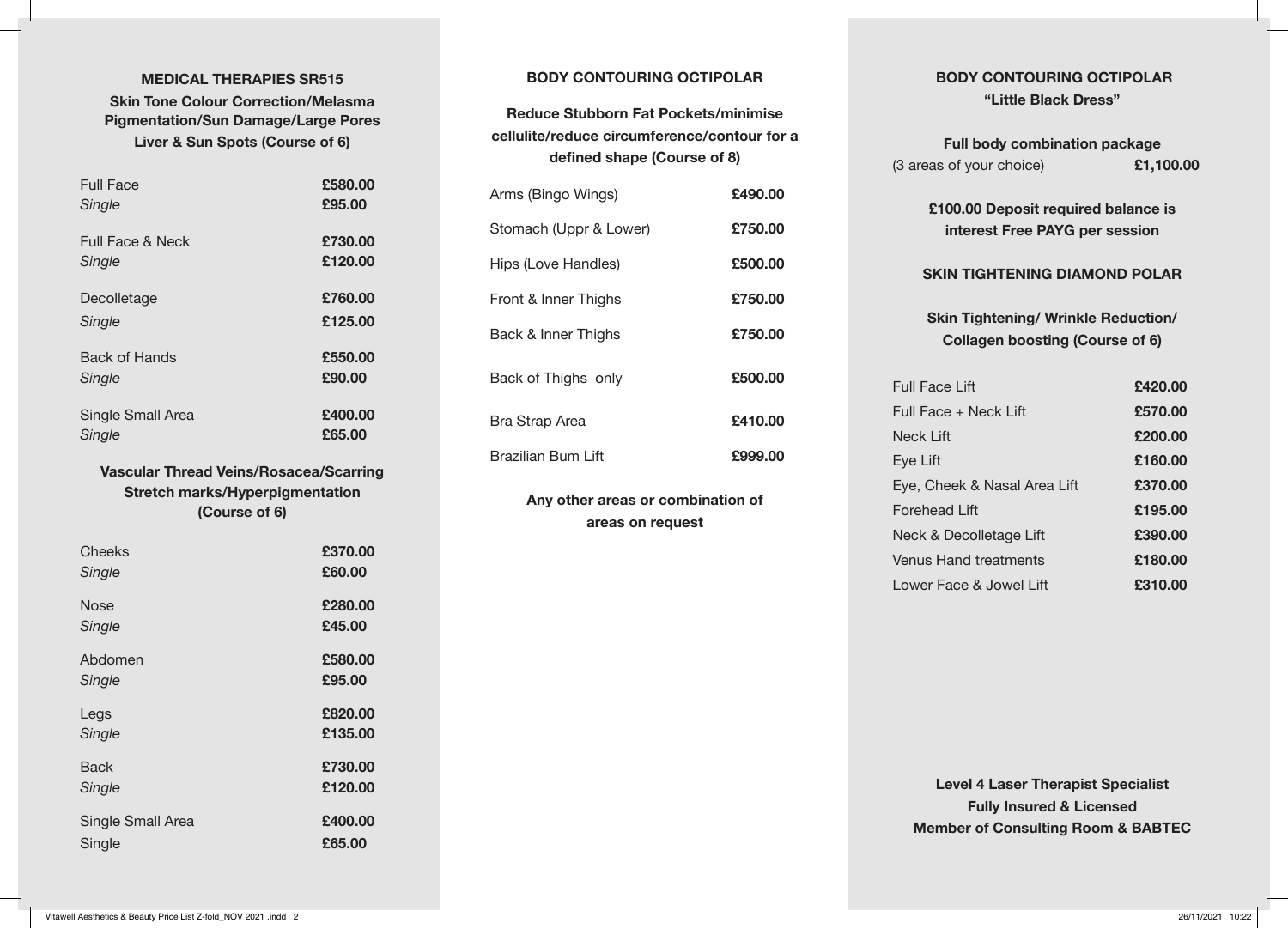## MEDICAL THERAPIES SR515

**Skin Tone Colour Correction/Melasma Pigmentation/Sun Damage/Large Pores Liver & Sun Spots (Course of 6)**

| Treatment | Price |
| --- | --- |
| Full Face | **£580.00** |
| *Single* | **£95.00** |
| Full Face & Neck | **£730.00** |
| *Single* | **£120.00** |
| Decolletage | **£760.00** |
| *Single* | **£125.00** |
| Back of Hands | **£550.00** |
| *Single* | **£90.00** |
| Single Small Area | **£400.00** |
| *Single* | **£65.00** |

**Vascular Thread Veins/Rosacea/Scarring Stretch marks/Hyperpigmentation (Course of 6)**

| Treatment | Price |
| --- | --- |
| Cheeks | **£370.00** |
| *Single* | **£60.00** |
| Nose | **£280.00** |
| *Single* | **£45.00** |
| Abdomen | **£580.00** |
| *Single* | **£95.00** |
| Legs | **£820.00** |
| *Single* | **£135.00** |
| Back | **£730.00** |
| *Single* | **£120.00** |
| Single Small Area | **£400.00** |
| Single | **£65.00** |

## BODY CONTOURING OCTIPOLAR

**Reduce Stubborn Fat Pockets/minimise cellulite/reduce circumference/contour for a defined shape (Course of 8)**

| Treatment | Price |
| --- | --- |
| Arms (Bingo Wings) | **£490.00** |
| Stomach (Uppr & Lower) | **£750.00** |
| Hips (Love Handles) | **£500.00** |
| Front & Inner Thighs | **£750.00** |
| Back & Inner Thighs | **£750.00** |
| Back of Thighs only | **£500.00** |
| Bra Strap Area | **£410.00** |
| Brazilian Bum Lift | **£999.00** |

**Any other areas or combination of areas on request**

## BODY CONTOURING OCTIPOLAR "Little Black Dress"

**Full body combination package**

| Package | Price |
| --- | --- |
| (3 areas of your choice) | **£1,100.00** |

**£100.00 Deposit required balance is interest Free PAYG per session**

## SKIN TIGHTENING DIAMOND POLAR

**Skin Tightening/ Wrinkle Reduction/ Collagen boosting (Course of 6)**

| Treatment | Price |
| --- | --- |
| Full Face Lift | **£420.00** |
| Full Face + Neck Lift | **£570.00** |
| Neck Lift | **£200.00** |
| Eye Lift | **£160.00** |
| Eye, Cheek & Nasal Area Lift | **£370.00** |
| Forehead Lift | **£195.00** |
| Neck & Decolletage Lift | **£390.00** |
| Venus Hand treatments | **£180.00** |
| Lower Face & Jowel Lift | **£310.00** |

**Level 4 Laser Therapist Specialist**
**Fully Insured & Licensed**
**Member of Consulting Room & BABTEC**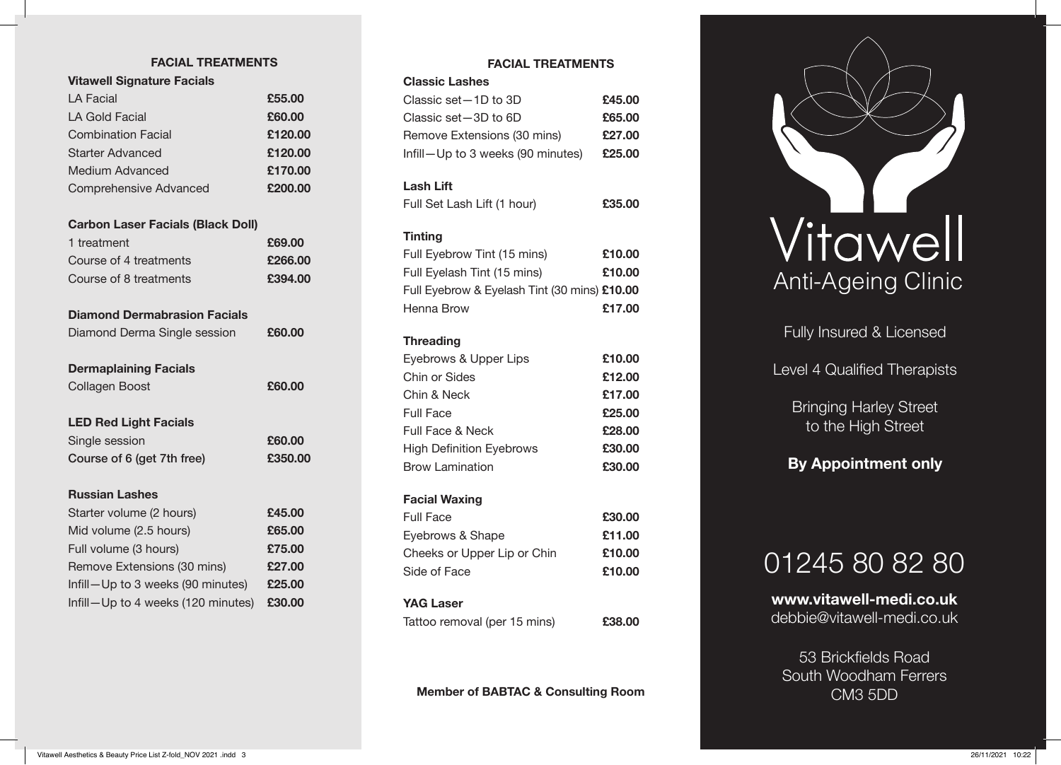## FACIAL TREATMENTS

### Vitawell Signature Facials

| Treatment | Price |
|---|---|
| LA Facial | £55.00 |
| LA Gold Facial | £60.00 |
| Combination Facial | £120.00 |
| Starter Advanced | £120.00 |
| Medium Advanced | £170.00 |
| Comprehensive Advanced | £200.00 |

### Carbon Laser Facials (Black Doll)

| Treatment | Price |
|---|---|
| 1 treatment | £69.00 |
| Course of 4 treatments | £266.00 |
| Course of 8 treatments | £394.00 |

### Diamond Dermabrasion Facials

| Treatment | Price |
|---|---|
| Diamond Derma Single session | £60.00 |

### Dermaplaining Facials

| Treatment | Price |
|---|---|
| Collagen Boost | £60.00 |

### LED Red Light Facials

| Treatment | Price |
|---|---|
| Single session | £60.00 |
| **Course of 6 (get 7th free)** | **£350.00** |

### Russian Lashes

| Treatment | Price |
|---|---|
| Starter volume (2 hours) | £45.00 |
| Mid volume (2.5 hours) | £65.00 |
| Full volume (3 hours) | £75.00 |
| Remove Extensions (30 mins) | £27.00 |
| Infill—Up to 3 weeks (90 minutes) | £25.00 |
| Infill—Up to 4 weeks (120 minutes) | £30.00 |

## FACIAL TREATMENTS

### Classic Lashes

| Treatment | Price |
|---|---|
| Classic set—1D to 3D | £45.00 |
| Classic set—3D to 6D | £65.00 |
| Remove Extensions (30 mins) | £27.00 |
| Infill—Up to 3 weeks (90 minutes) | £25.00 |

### Lash Lift

| Treatment | Price |
|---|---|
| Full Set Lash Lift (1 hour) | £35.00 |

### Tinting

| Treatment | Price |
|---|---|
| Full Eyebrow Tint (15 mins) | £10.00 |
| Full Eyelash Tint (15 mins) | £10.00 |
| Full Eyebrow & Eyelash Tint (30 mins) | £10.00 |
| Henna Brow | £17.00 |

### Threading

| Treatment | Price |
|---|---|
| Eyebrows & Upper Lips | £10.00 |
| Chin or Sides | £12.00 |
| Chin & Neck | £17.00 |
| Full Face | £25.00 |
| Full Face & Neck | £28.00 |
| High Definition Eyebrows | £30.00 |
| Brow Lamination | £30.00 |

### Facial Waxing

| Treatment | Price |
|---|---|
| Full Face | £30.00 |
| Eyebrows & Shape | £11.00 |
| Cheeks or Upper Lip or Chin | £10.00 |
| Side of Face | £10.00 |

### YAG Laser

| Treatment | Price |
|---|---|
| Tattoo removal (per 15 mins) | £38.00 |

**Member of BABTAC & Consulting Room**

# Vitawell
## Anti-Ageing Clinic

Fully Insured & Licensed

Level 4 Qualified Therapists

Bringing Harley Street to the High Street

**By Appointment only**

01245 80 82 80

**www.vitawell-medi.co.uk**
debbie@vitawell-medi.co.uk

53 Brickfields Road
South Woodham Ferrers
CM3 5DD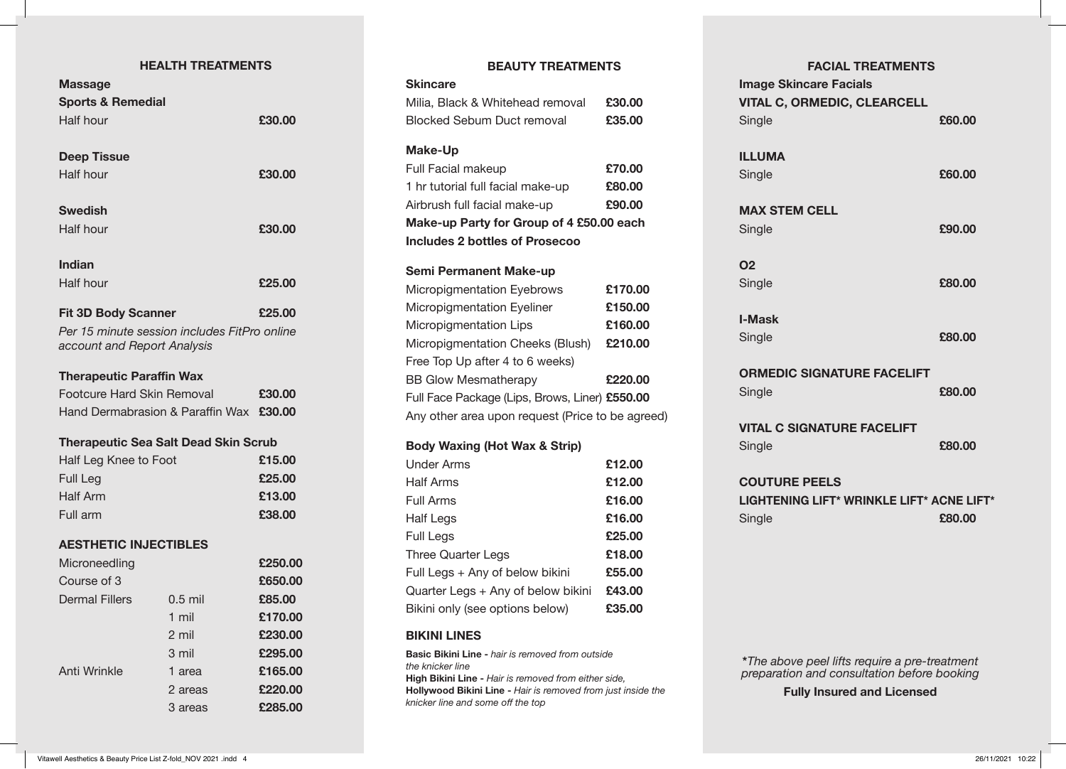## HEALTH TREATMENTS

### Massage

**Sports & Remedial**

| | |
|---|---|
| Half hour | **£30.00** |

**Deep Tissue**

| | |
|---|---|
| Half hour | **£30.00** |

**Swedish**

| | |
|---|---|
| Half hour | **£30.00** |

**Indian**

| | |
|---|---|
| Half hour | **£25.00** |

**Fit 3D Body Scanner** **£25.00**

*Per 15 minute session includes FitPro online account and Report Analysis*

**Therapeutic Paraffin Wax**

| | |
|---|---|
| Footcure Hard Skin Removal | **£30.00** |
| Hand Dermabrasion & Paraffin Wax | **£30.00** |

**Therapeutic Sea Salt Dead Skin Scrub**

| | |
|---|---|
| Half Leg Knee to Foot | **£15.00** |
| Full Leg | **£25.00** |
| Half Arm | **£13.00** |
| Full arm | **£38.00** |

### AESTHETIC INJECTIBLES

| | | |
|---|---|---|
| Microneedling | | **£250.00** |
| Course of 3 | | **£650.00** |
| Dermal Fillers | 0.5 mil | **£85.00** |
| | 1 mil | **£170.00** |
| | 2 mil | **£230.00** |
| | 3 mil | **£295.00** |
| Anti Wrinkle | 1 area | **£165.00** |
| | 2 areas | **£220.00** |
| | 3 areas | **£285.00** |

## BEAUTY TREATMENTS

### Skincare

| | |
|---|---|
| Milia, Black & Whitehead removal | **£30.00** |
| Blocked Sebum Duct removal | **£35.00** |

### Make-Up

| | |
|---|---|
| Full Facial makeup | **£70.00** |
| 1 hr tutorial full facial make-up | **£80.00** |
| Airbrush full facial make-up | **£90.00** |

**Make-up Party for Group of 4 £50.00 each**
**Includes 2 bottles of Prosecoo**

### Semi Permanent Make-up

| | |
|---|---|
| Micropigmentation Eyebrows | **£170.00** |
| Micropigmentation Eyeliner | **£150.00** |
| Micropigmentation Lips | **£160.00** |
| Micropigmentation Cheeks (Blush) | **£210.00** |
| Free Top Up after 4 to 6 weeks) | |
| BB Glow Mesmatherapy | **£220.00** |
| Full Face Package (Lips, Brows, Liner) | **£550.00** |

Any other area upon request (Price to be agreed)

### Body Waxing (Hot Wax & Strip)

| | |
|---|---|
| Under Arms | **£12.00** |
| Half Arms | **£12.00** |
| Full Arms | **£16.00** |
| Half Legs | **£16.00** |
| Full Legs | **£25.00** |
| Three Quarter Legs | **£18.00** |
| Full Legs + Any of below bikini | **£55.00** |
| Quarter Legs + Any of below bikini | **£43.00** |
| Bikini only (see options below) | **£35.00** |

### BIKINI LINES

**Basic Bikini Line -** *hair is removed from outside the knicker line*
**High Bikini Line -** *Hair is removed from either side,*
**Hollywood Bikini Line -** *Hair is removed from just inside the knicker line and some off the top*

## FACIAL TREATMENTS

### Image Skincare Facials

**VITAL C, ORMEDIC, CLEARCELL**

| | |
|---|---|
| Single | **£60.00** |

**ILLUMA**

| | |
|---|---|
| Single | **£60.00** |

**MAX STEM CELL**

| | |
|---|---|
| Single | **£90.00** |

**O2**

| | |
|---|---|
| Single | **£80.00** |

**I-Mask**

| | |
|---|---|
| Single | **£80.00** |

**ORMEDIC SIGNATURE FACELIFT**

| | |
|---|---|
| Single | **£80.00** |

**VITAL C SIGNATURE FACELIFT**

| | |
|---|---|
| Single | **£80.00** |

**COUTURE PEELS**

**LIGHTENING LIFT* WRINKLE LIFT* ACNE LIFT***

| | |
|---|---|
| Single | **£80.00** |

**The above peel lifts require a pre-treatment preparation and consultation before booking*

**Fully Insured and Licensed**